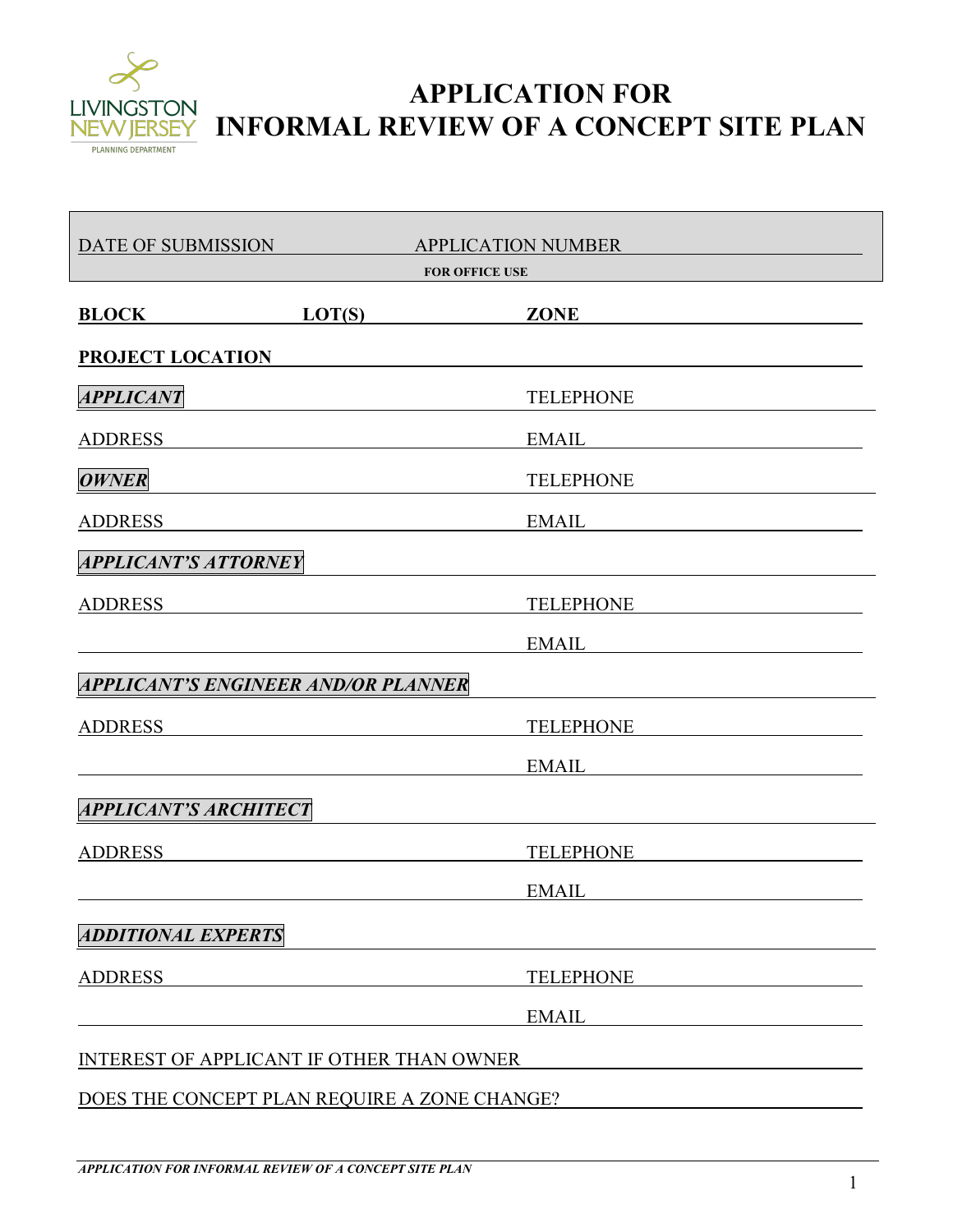LIVINGSTON NEW JERSEY
PLANNING DEPARTMENT

# APPLICATION FOR INFORMAL REVIEW OF A CONCEPT SITE PLAN

DATE OF SUBMISSION ____________ APPLICATION NUMBER ____________

**FOR OFFICE USE**

**BLOCK** ____________ **LOT(S)** ____________ **ZONE** ____________

**PROJECT LOCATION** ____________

***APPLICANT*** ____________ TELEPHONE ____________

ADDRESS ____________ EMAIL ____________

***OWNER*** ____________ TELEPHONE ____________

ADDRESS ____________ EMAIL ____________

***APPLICANT'S ATTORNEY*** ____________

ADDRESS ____________ TELEPHONE ____________

____________ EMAIL ____________

***APPLICANT'S ENGINEER AND/OR PLANNER*** ____________

ADDRESS ____________ TELEPHONE ____________

____________ EMAIL ____________

***APPLICANT'S ARCHITECT*** ____________

ADDRESS ____________ TELEPHONE ____________

____________ EMAIL ____________

***ADDITIONAL EXPERTS*** ____________

ADDRESS ____________ TELEPHONE ____________

____________ EMAIL ____________

INTEREST OF APPLICANT IF OTHER THAN OWNER ____________

DOES THE CONCEPT PLAN REQUIRE A ZONE CHANGE? ____________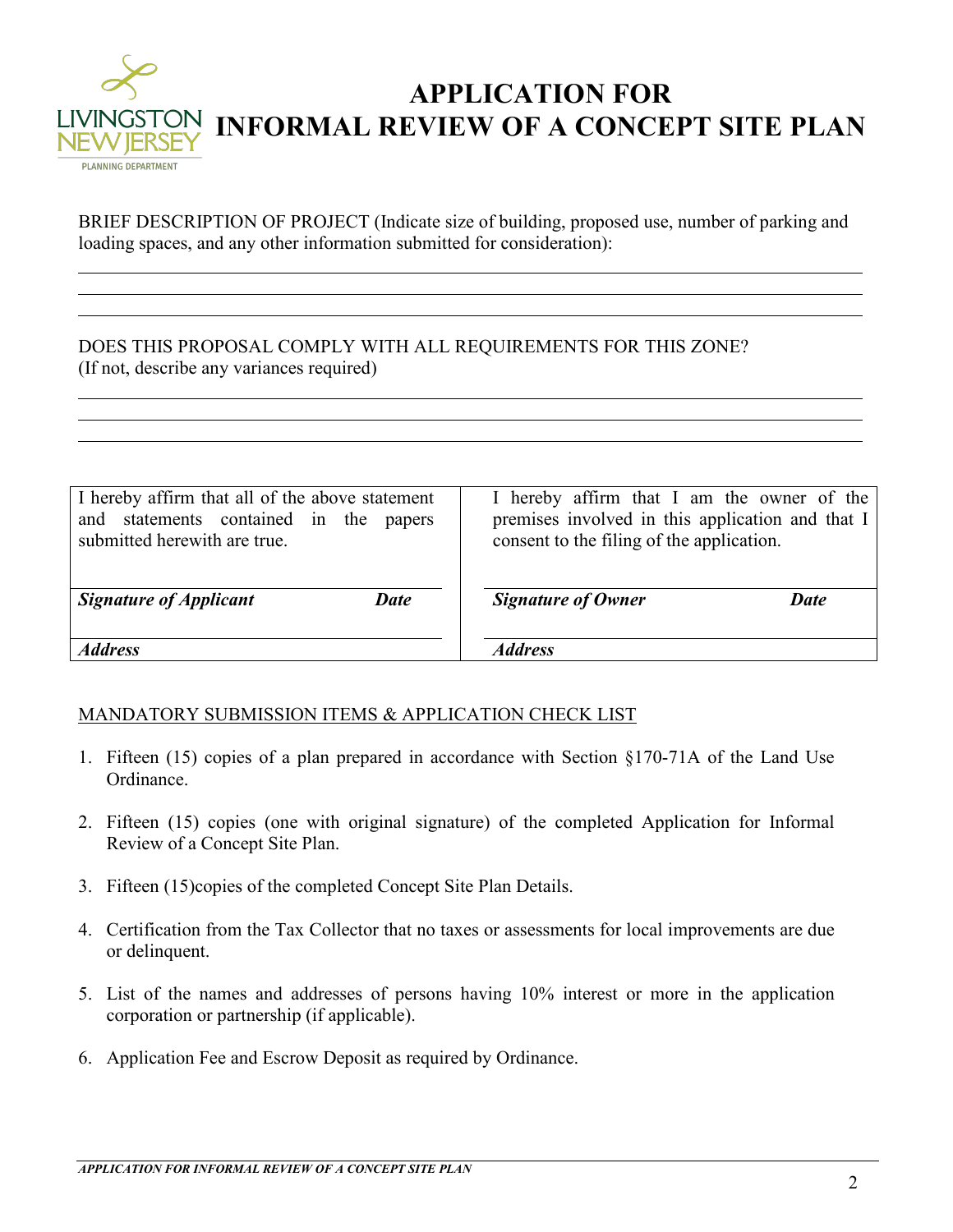# APPLICATION FOR INFORMAL REVIEW OF A CONCEPT SITE PLAN

LIVINGSTON NEW JERSEY
PLANNING DEPARTMENT

BRIEF DESCRIPTION OF PROJECT (Indicate size of building, proposed use, number of parking and loading spaces, and any other information submitted for consideration):

\_\_\_\_\_\_\_\_\_\_\_\_\_\_\_\_\_\_\_\_\_\_\_\_\_\_\_\_\_\_\_\_\_\_\_\_\_\_\_\_\_\_\_\_\_\_\_\_\_\_\_\_\_\_\_\_\_\_\_\_

\_\_\_\_\_\_\_\_\_\_\_\_\_\_\_\_\_\_\_\_\_\_\_\_\_\_\_\_\_\_\_\_\_\_\_\_\_\_\_\_\_\_\_\_\_\_\_\_\_\_\_\_\_\_\_\_\_\_\_\_

\_\_\_\_\_\_\_\_\_\_\_\_\_\_\_\_\_\_\_\_\_\_\_\_\_\_\_\_\_\_\_\_\_\_\_\_\_\_\_\_\_\_\_\_\_\_\_\_\_\_\_\_\_\_\_\_\_\_\_\_

DOES THIS PROPOSAL COMPLY WITH ALL REQUIREMENTS FOR THIS ZONE?
(If not, describe any variances required)

\_\_\_\_\_\_\_\_\_\_\_\_\_\_\_\_\_\_\_\_\_\_\_\_\_\_\_\_\_\_\_\_\_\_\_\_\_\_\_\_\_\_\_\_\_\_\_\_\_\_\_\_\_\_\_\_\_\_\_\_

\_\_\_\_\_\_\_\_\_\_\_\_\_\_\_\_\_\_\_\_\_\_\_\_\_\_\_\_\_\_\_\_\_\_\_\_\_\_\_\_\_\_\_\_\_\_\_\_\_\_\_\_\_\_\_\_\_\_\_\_

\_\_\_\_\_\_\_\_\_\_\_\_\_\_\_\_\_\_\_\_\_\_\_\_\_\_\_\_\_\_\_\_\_\_\_\_\_\_\_\_\_\_\_\_\_\_\_\_\_\_\_\_\_\_\_\_\_\_\_\_

| | |
|---|---|
| I hereby affirm that all of the above statement and statements contained in the papers submitted herewith are true. | I hereby affirm that I am the owner of the premises involved in this application and that I consent to the filing of the application. |
| ***Signature of Applicant*** ***Date*** | ***Signature of Owner*** ***Date*** |
| ***Address*** | ***Address*** |

<u>MANDATORY SUBMISSION ITEMS & APPLICATION CHECK LIST</u>

1. Fifteen (15) copies of a plan prepared in accordance with Section §170-71A of the Land Use Ordinance.
2. Fifteen (15) copies (one with original signature) of the completed Application for Informal Review of a Concept Site Plan.
3. Fifteen (15)copies of the completed Concept Site Plan Details.
4. Certification from the Tax Collector that no taxes or assessments for local improvements are due or delinquent.
5. List of the names and addresses of persons having 10% interest or more in the application corporation or partnership (if applicable).
6. Application Fee and Escrow Deposit as required by Ordinance.